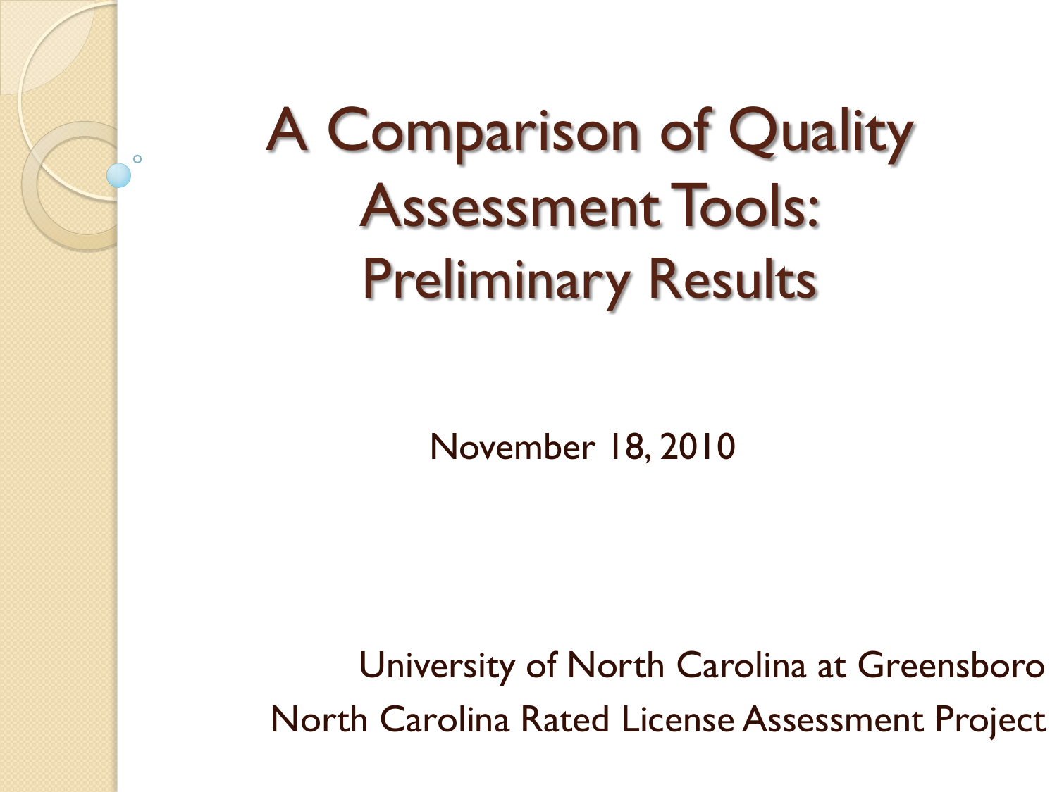# A Comparison of Quality Assessment Tools: Preliminary Results

November 18, 2010

University of North Carolina at Greensboro

North Carolina Rated License Assessment Project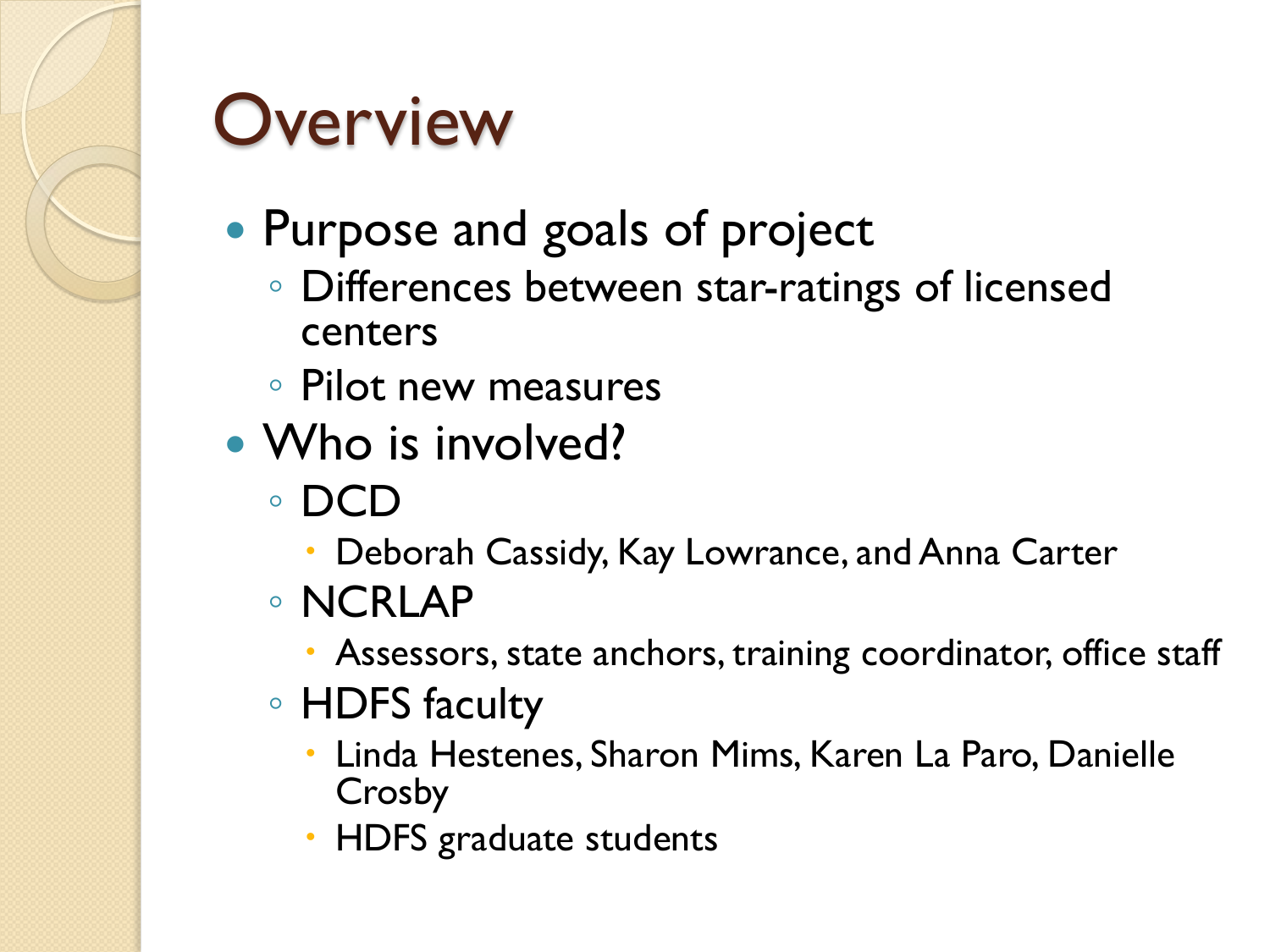# Overview

- Purpose and goals of project
  - Differences between star-ratings of licensed centers
  - Pilot new measures
- Who is involved?
  - DCD
    - Deborah Cassidy, Kay Lowrance, and Anna Carter
  - NCRLAP
    - Assessors, state anchors, training coordinator, office staff
  - HDFS faculty
    - Linda Hestenes, Sharon Mims, Karen La Paro, Danielle Crosby
    - HDFS graduate students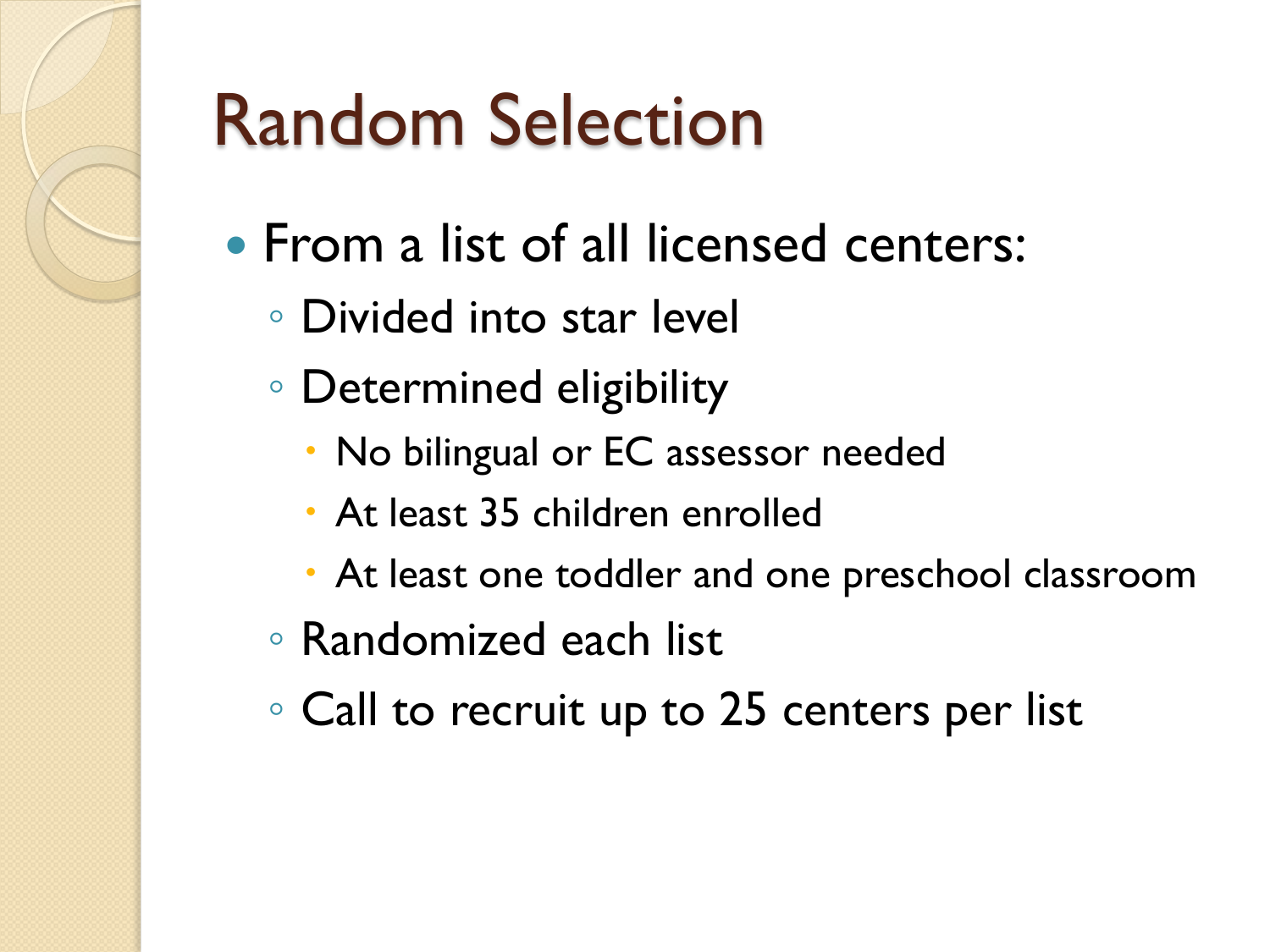# Random Selection

- From a list of all licensed centers:
  - Divided into star level
  - Determined eligibility
    - No bilingual or EC assessor needed
    - At least 35 children enrolled
    - At least one toddler and one preschool classroom
  - Randomized each list
  - Call to recruit up to 25 centers per list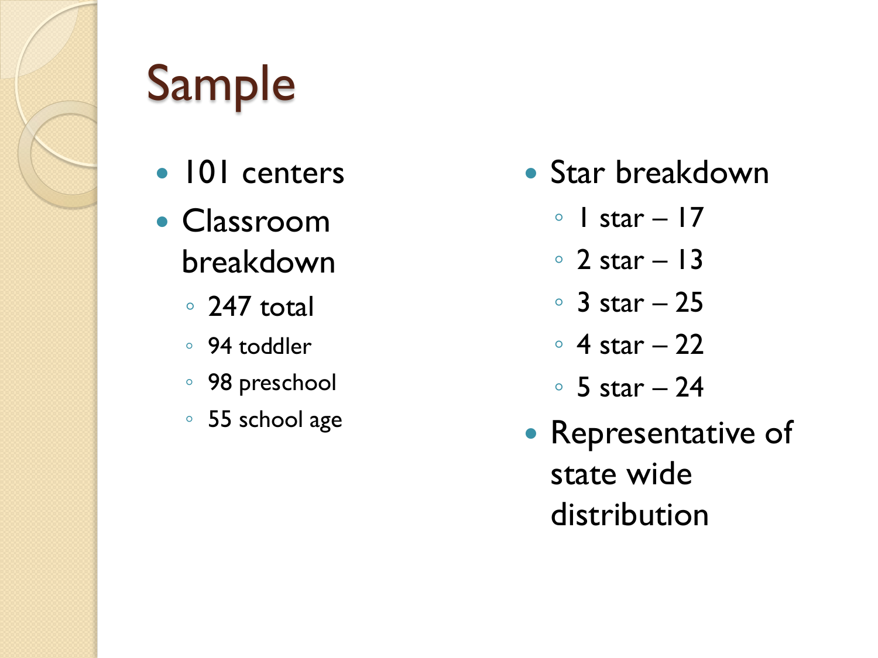# Sample

- 101 centers
- Classroom breakdown
  - 247 total
  - 94 toddler
  - 98 preschool
  - 55 school age
- Star breakdown
  - 1 star – 17
  - 2 star – 13
  - 3 star – 25
  - 4 star – 22
  - 5 star – 24
- Representative of state wide distribution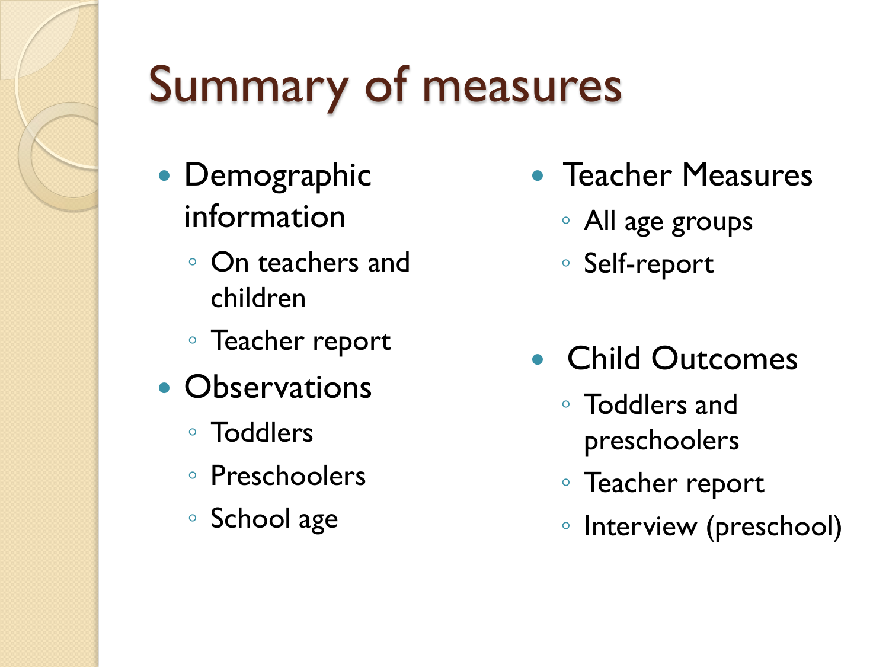# Summary of measures

- Demographic information
  - On teachers and children
  - Teacher report
- Observations
  - Toddlers
  - Preschoolers
  - School age
- Teacher Measures
  - All age groups
  - Self-report
- Child Outcomes
  - Toddlers and preschoolers
  - Teacher report
  - Interview (preschool)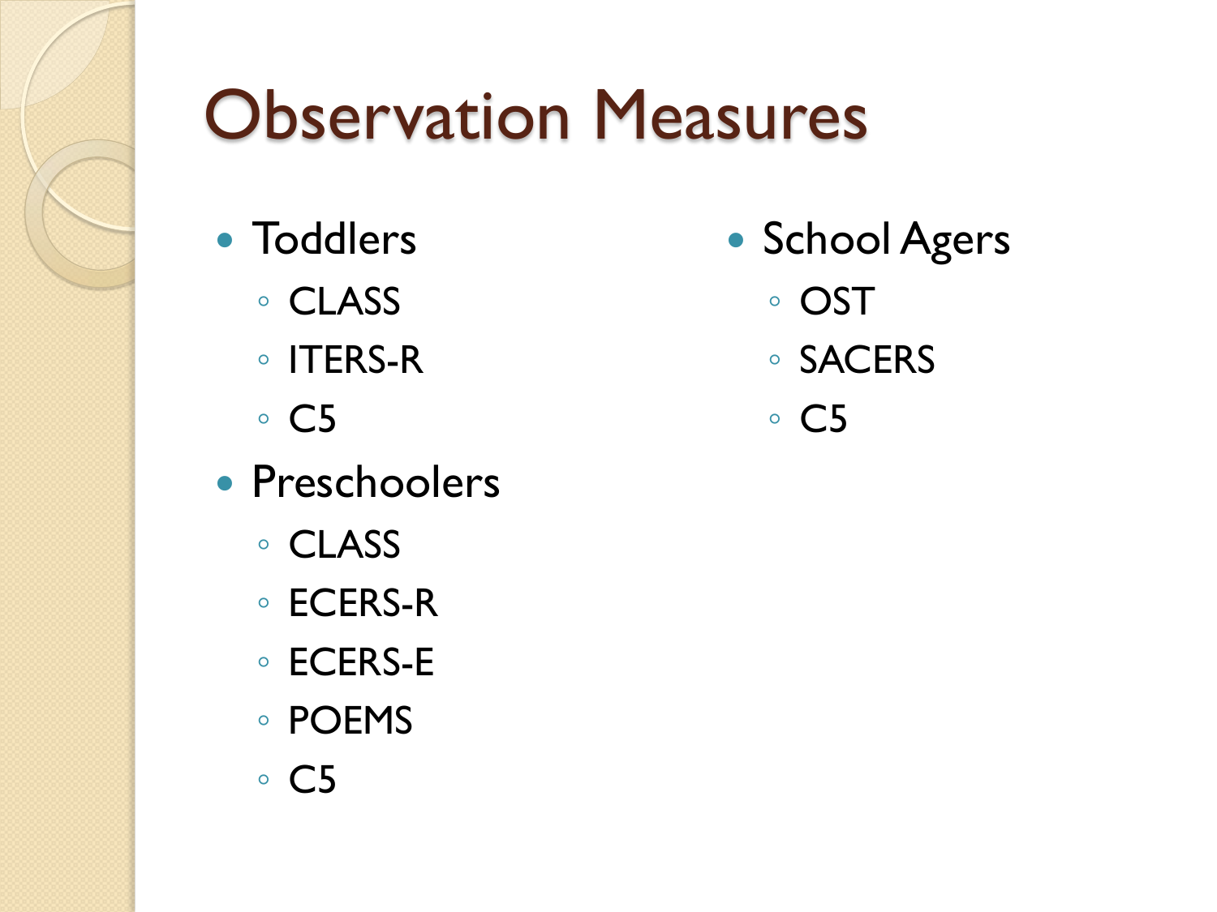# Observation Measures

- Toddlers
  - CLASS
  - ITERS-R
  - C5
- Preschoolers
  - CLASS
  - ECERS-R
  - ECERS-E
  - POEMS
  - C5
- School Agers
  - OST
  - SACERS
  - C5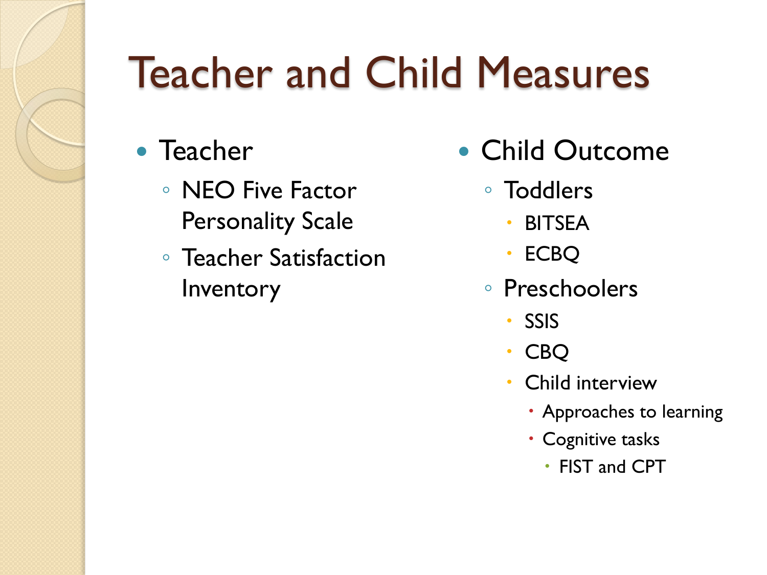# Teacher and Child Measures

- Teacher
  - NEO Five Factor Personality Scale
  - Teacher Satisfaction Inventory
- Child Outcome
  - Toddlers
    - BITSEA
    - ECBQ
  - Preschoolers
    - SSIS
    - CBQ
    - Child interview
      - Approaches to learning
      - Cognitive tasks
        - FIST and CPT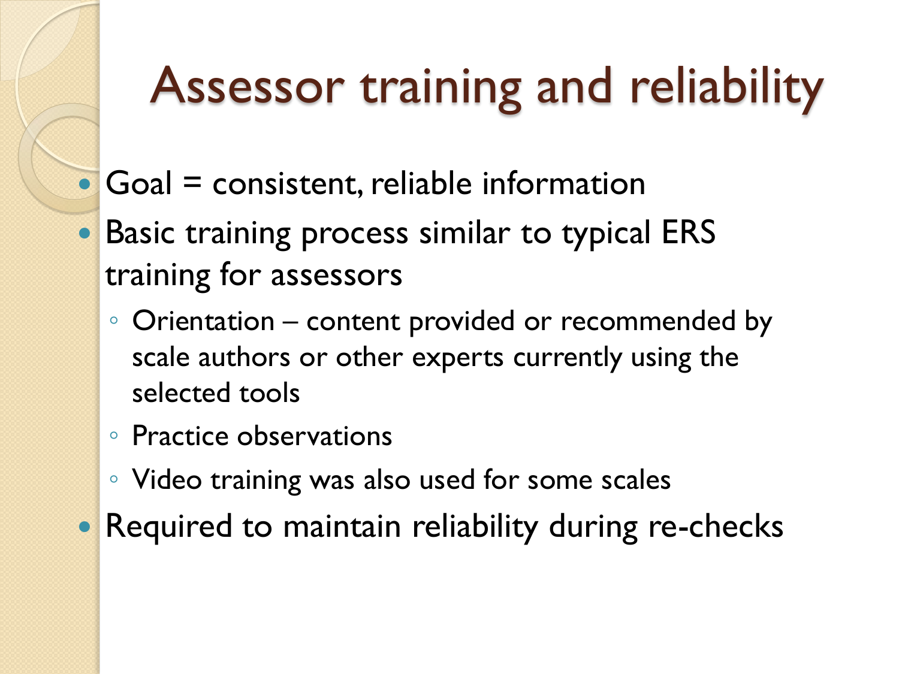# Assessor training and reliability

- Goal = consistent, reliable information
- Basic training process similar to typical ERS training for assessors
  - Orientation – content provided or recommended by scale authors or other experts currently using the selected tools
  - Practice observations
  - Video training was also used for some scales
- Required to maintain reliability during re-checks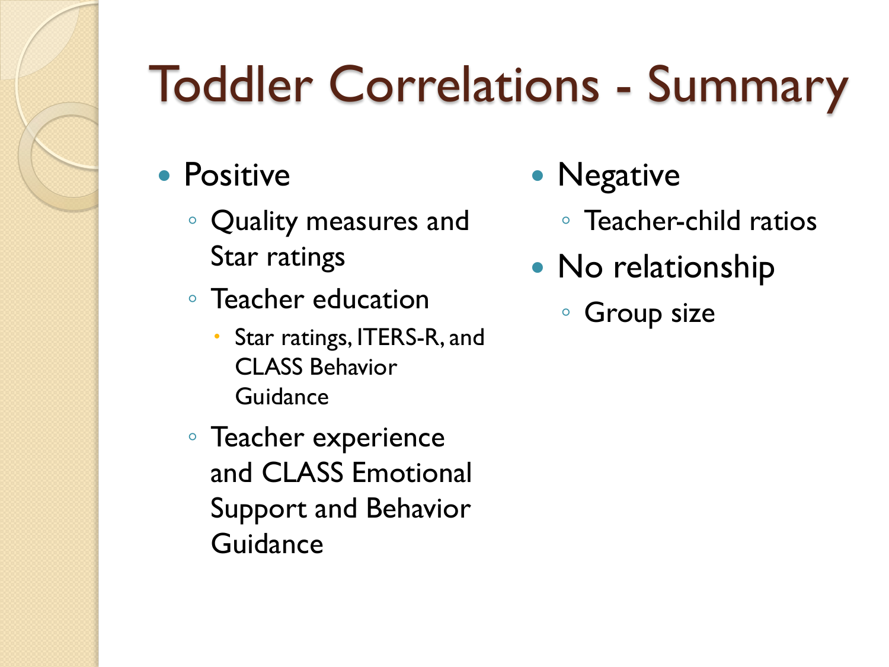# Toddler Correlations - Summary

- Positive
  - Quality measures and Star ratings
  - Teacher education
    - Star ratings, ITERS-R, and CLASS Behavior Guidance
  - Teacher experience and CLASS Emotional Support and Behavior Guidance
- Negative
  - Teacher-child ratios
- No relationship
  - Group size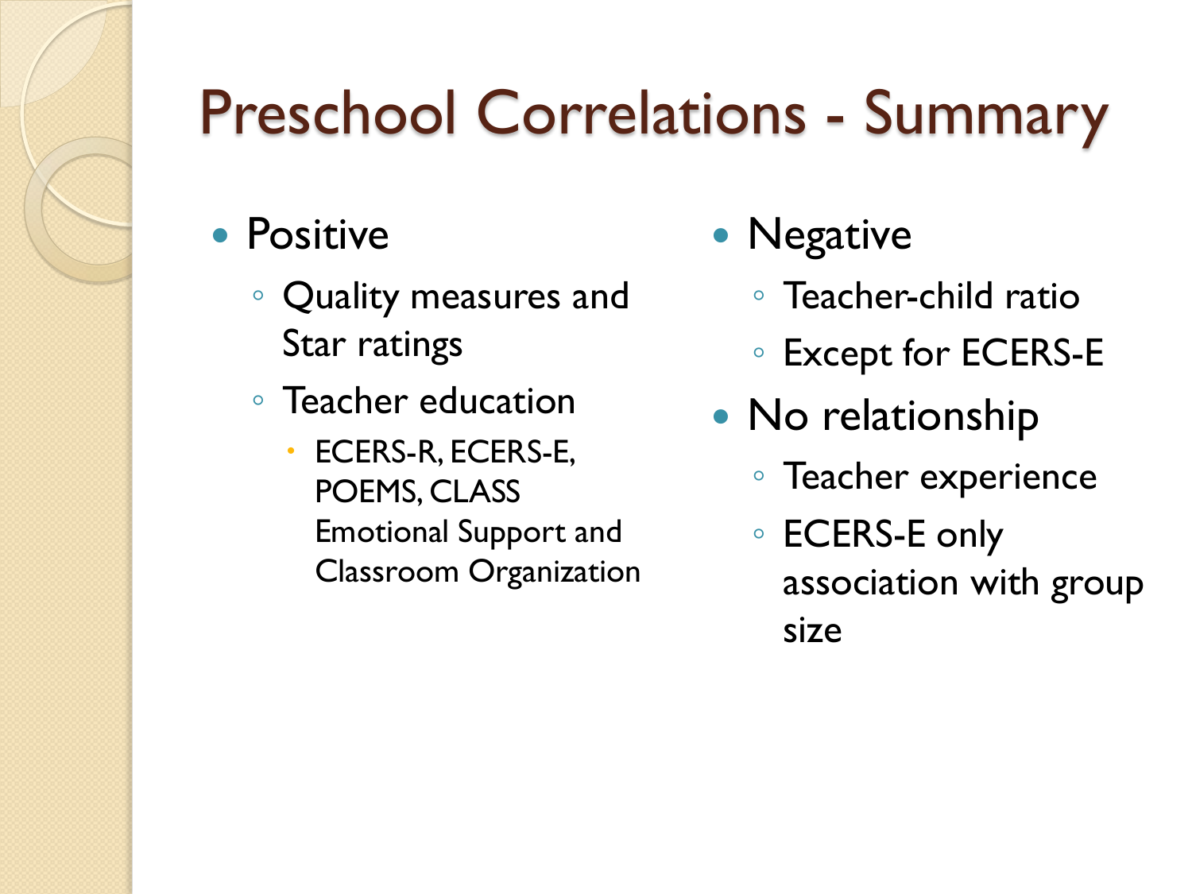# Preschool Correlations - Summary

- Positive
  - Quality measures and Star ratings
  - Teacher education
    - ECERS-R, ECERS-E, POEMS, CLASS Emotional Support and Classroom Organization
- Negative
  - Teacher-child ratio
  - Except for ECERS-E
- No relationship
  - Teacher experience
  - ECERS-E only association with group size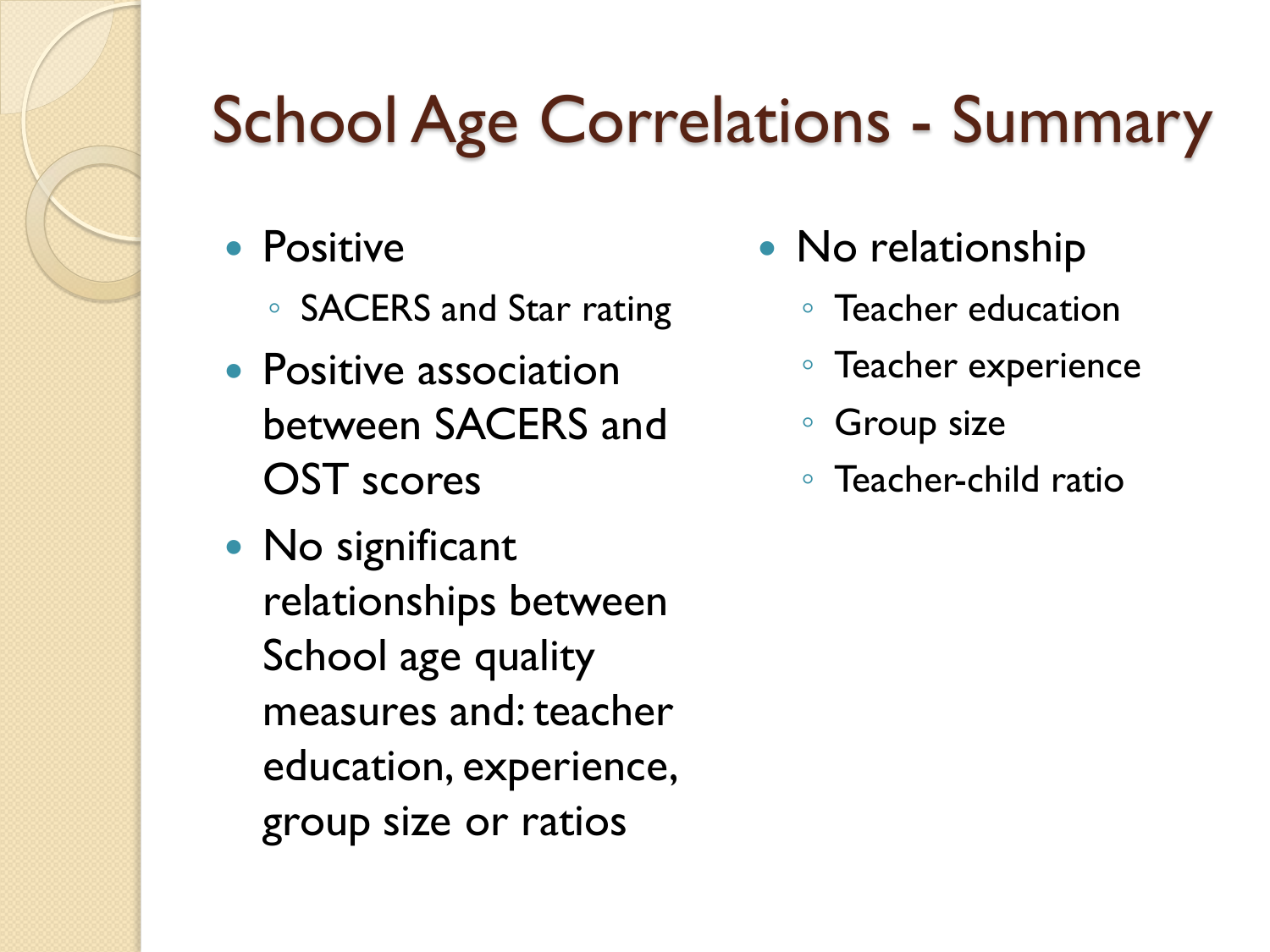# School Age Correlations - Summary

- Positive
  - SACERS and Star rating
- Positive association between SACERS and OST scores
- No significant relationships between School age quality measures and: teacher education, experience, group size or ratios

- No relationship
  - Teacher education
  - Teacher experience
  - Group size
  - Teacher-child ratio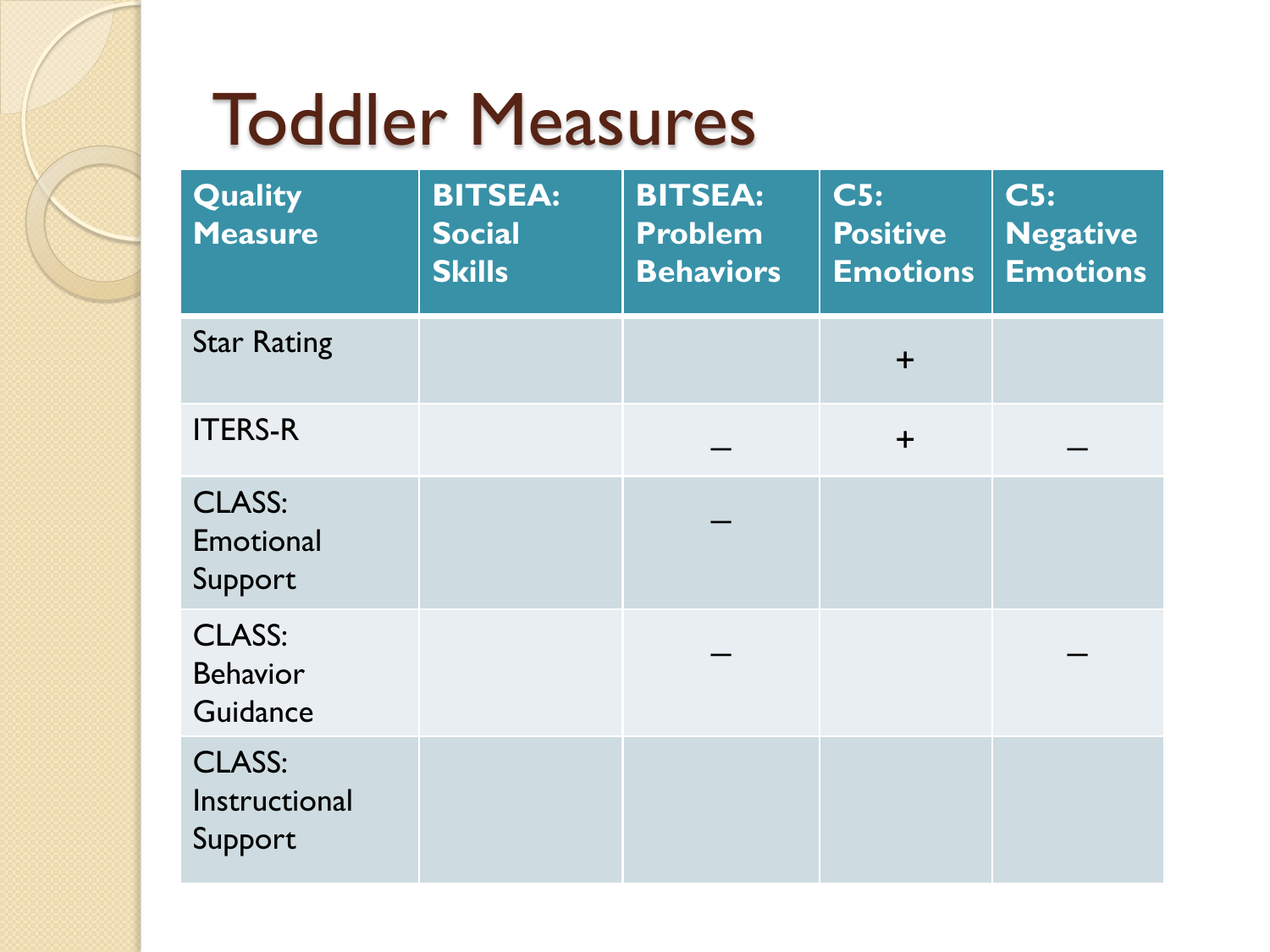# Toddler Measures

| Quality Measure | BITSEA: Social Skills | BITSEA: Problem Behaviors | C5: Positive Emotions | C5: Negative Emotions |
|---|---|---|---|---|
| Star Rating | | | + | |
| ITERS-R | | – | + | – |
| CLASS: Emotional Support | | – | | |
| CLASS: Behavior Guidance | | – | | – |
| CLASS: Instructional Support | | | | |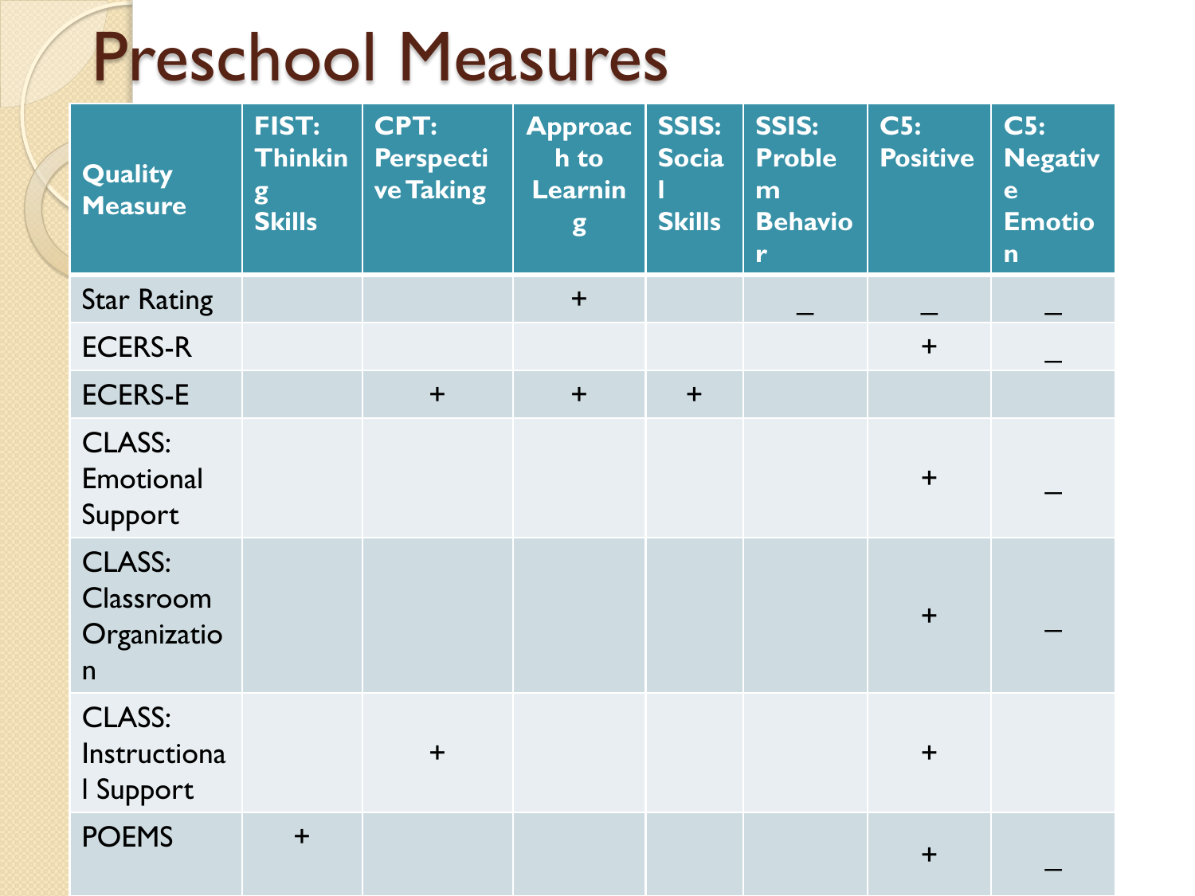# Preschool Measures

| Quality Measure | FIST: Thinking Skills | CPT: Perspective Taking | Approach to Learning | SSIS: Social Skills | SSIS: Problem Behavior | C5: Positive | C5: Negative Emotion |
|---|---|---|---|---|---|---|---|
| Star Rating | | | + | | _ | _ | _ |
| ECERS-R | | | | | | + | _ |
| ECERS-E | | + | + | + | | | |
| CLASS: Emotional Support | | | | | | + | _ |
| CLASS: Classroom Organization | | | | | | + | _ |
| CLASS: Instructional Support | | + | | | | + | |
| POEMS | + | | | | | + | _ |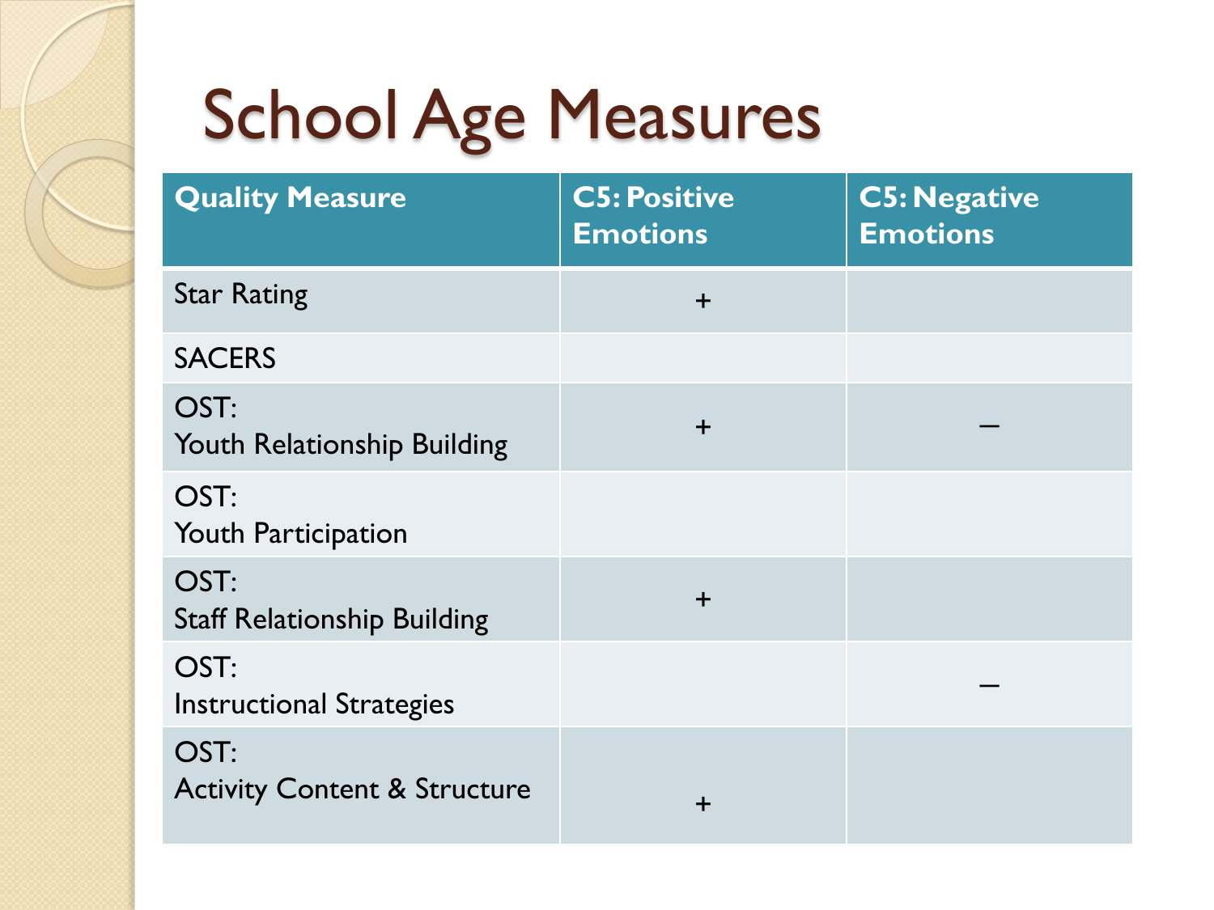# School Age Measures

| Quality Measure | C5: Positive Emotions | C5: Negative Emotions |
|---|---|---|
| Star Rating | + | |
| SACERS | | |
| OST: Youth Relationship Building | + | – |
| OST: Youth Participation | | |
| OST: Staff Relationship Building | + | |
| OST: Instructional Strategies | | – |
| OST: Activity Content & Structure | + | |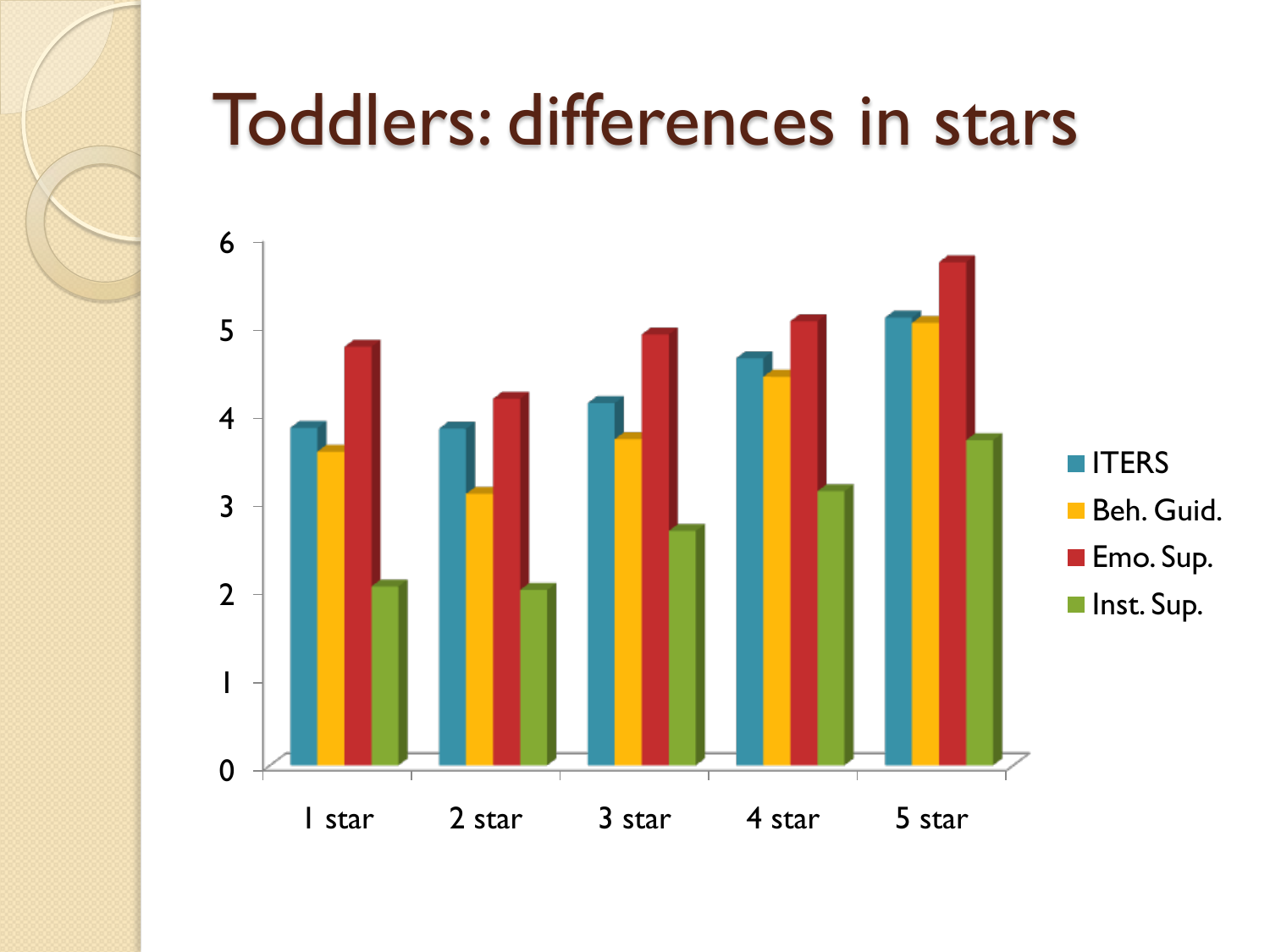# Toddlers: differences in stars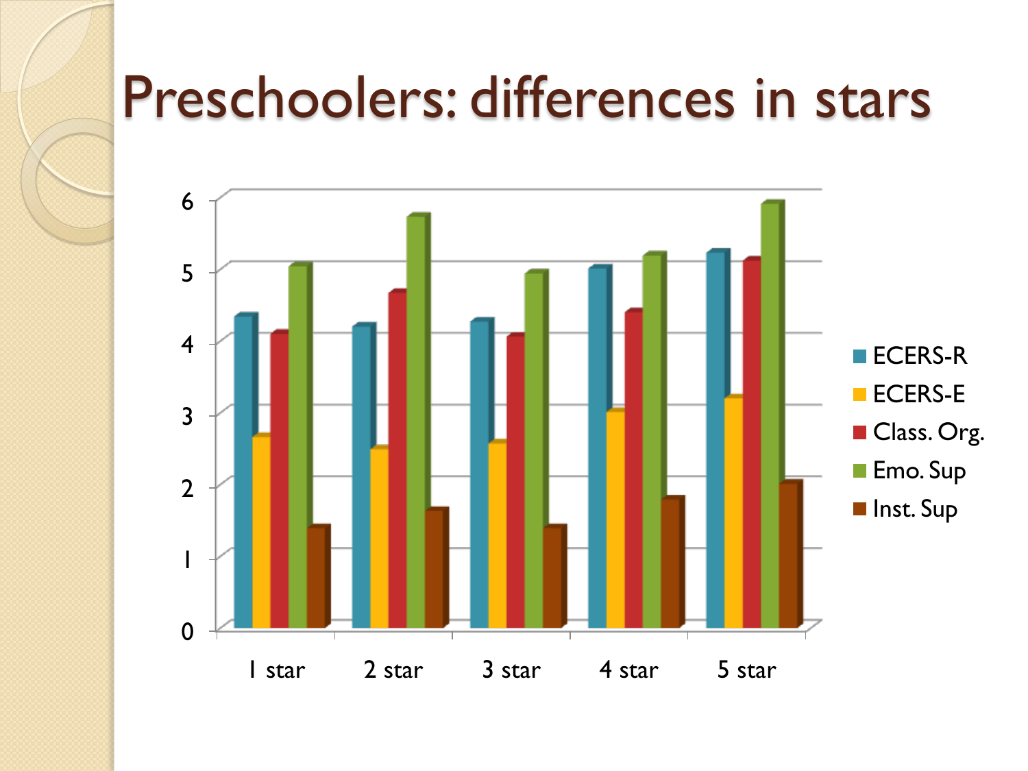# Preschoolers: differences in stars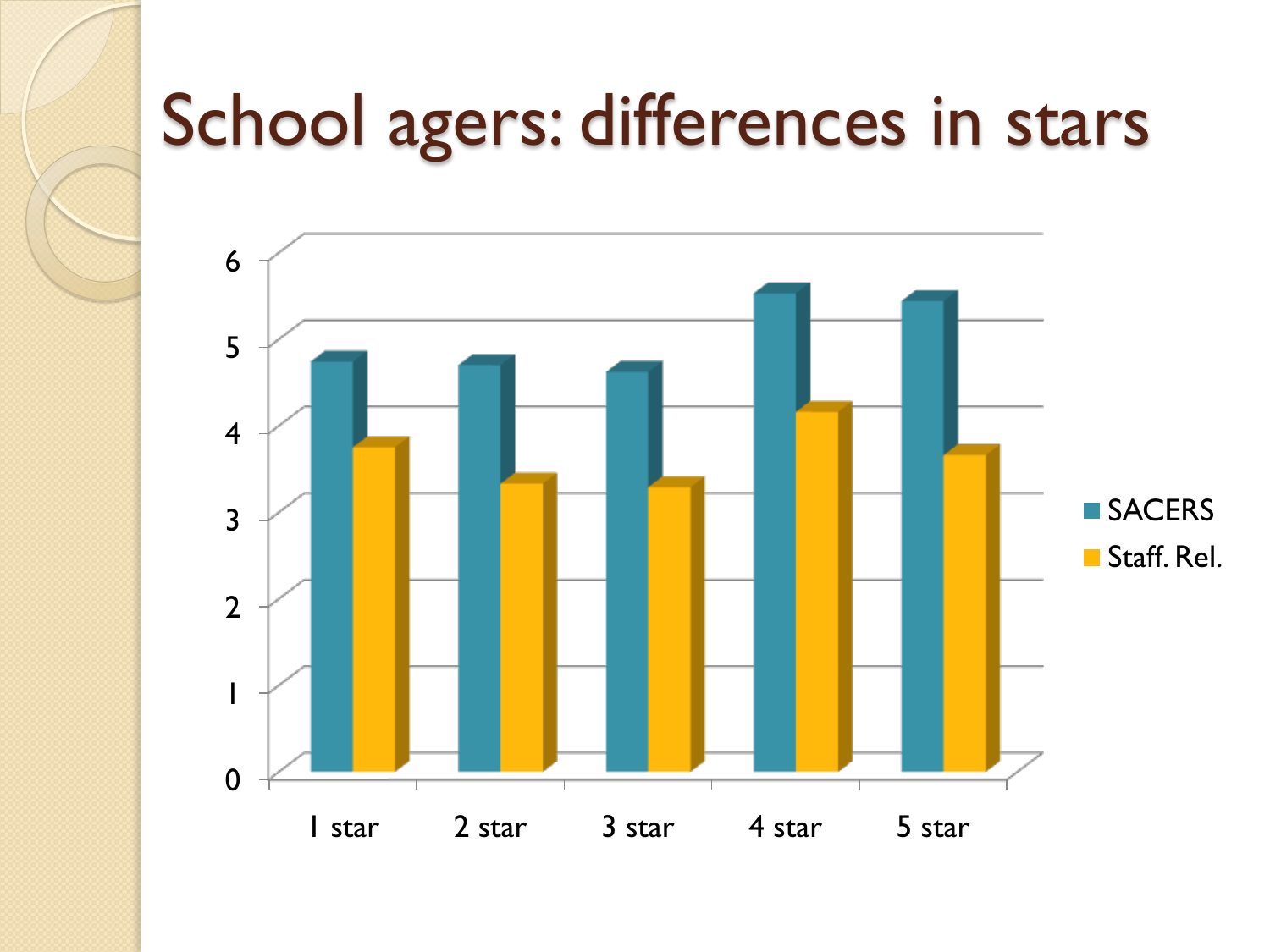# School agers: differences in stars

6
5
4
3
2
1
0

1 star
2 star
3 star
4 star
5 star

SACERS
Staff. Rel.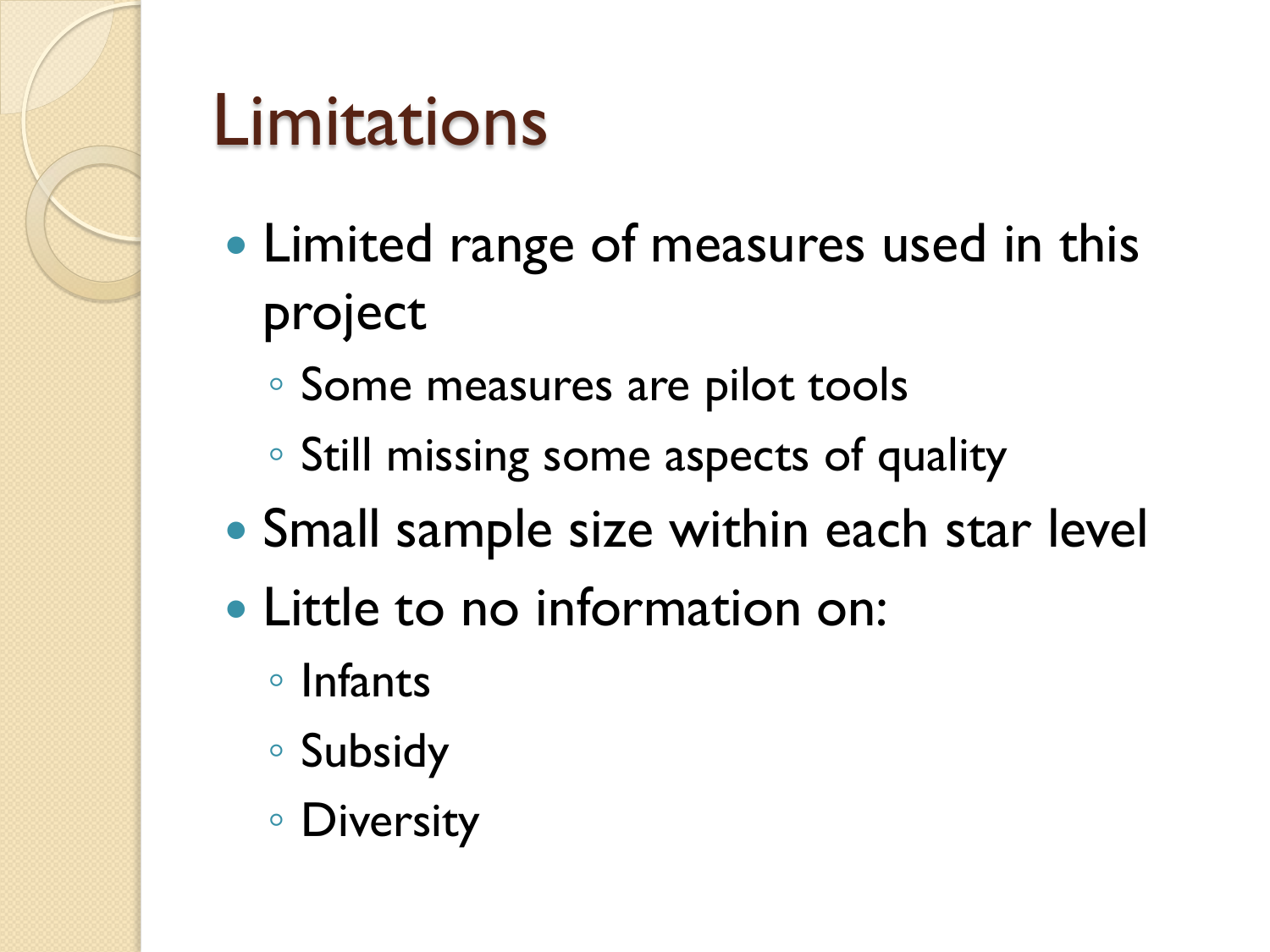# Limitations

- Limited range of measures used in this project
  - Some measures are pilot tools
  - Still missing some aspects of quality
- Small sample size within each star level
- Little to no information on:
  - Infants
  - Subsidy
  - Diversity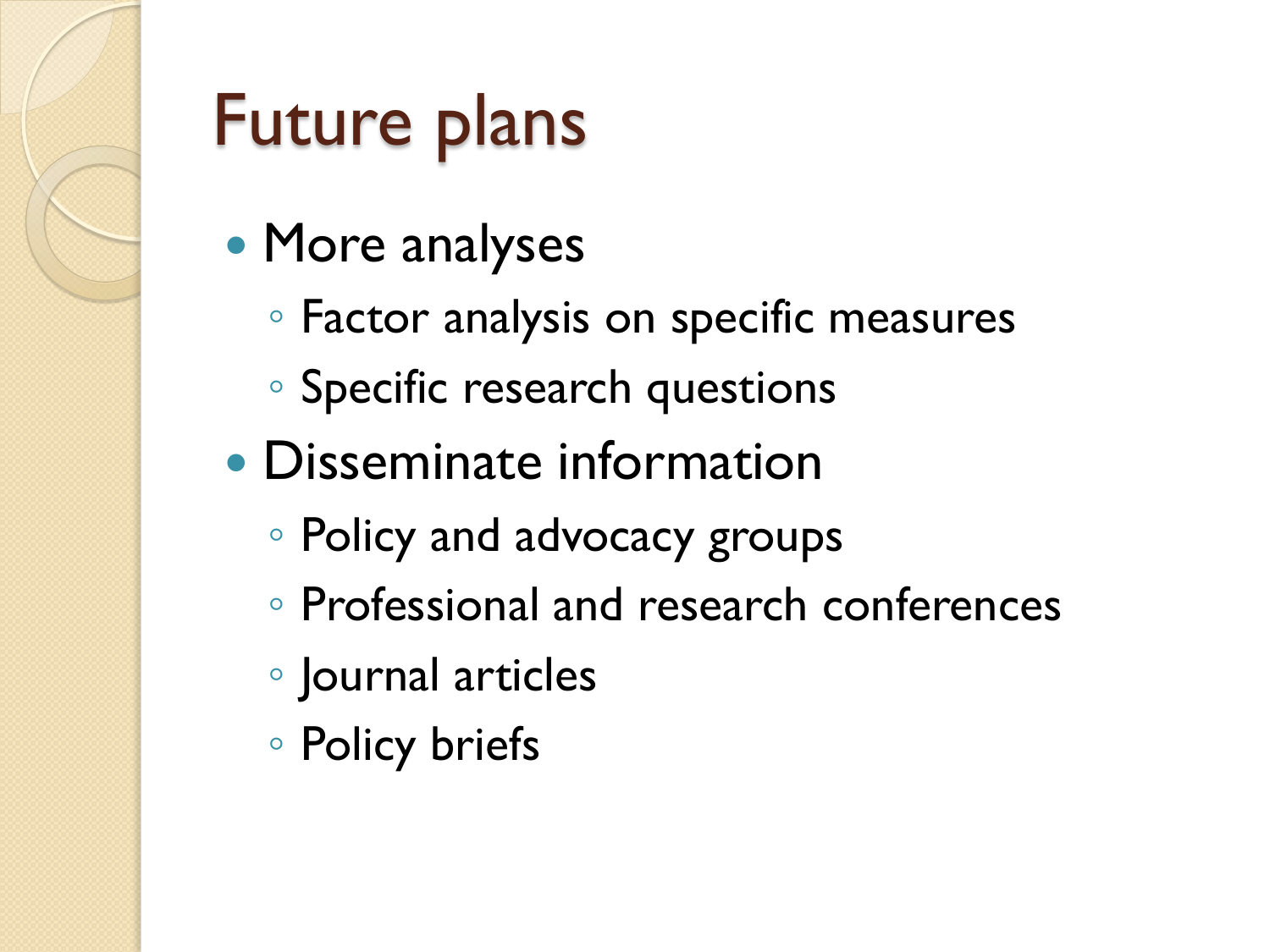# Future plans

- More analyses
  - Factor analysis on specific measures
  - Specific research questions
- Disseminate information
  - Policy and advocacy groups
  - Professional and research conferences
  - Journal articles
  - Policy briefs